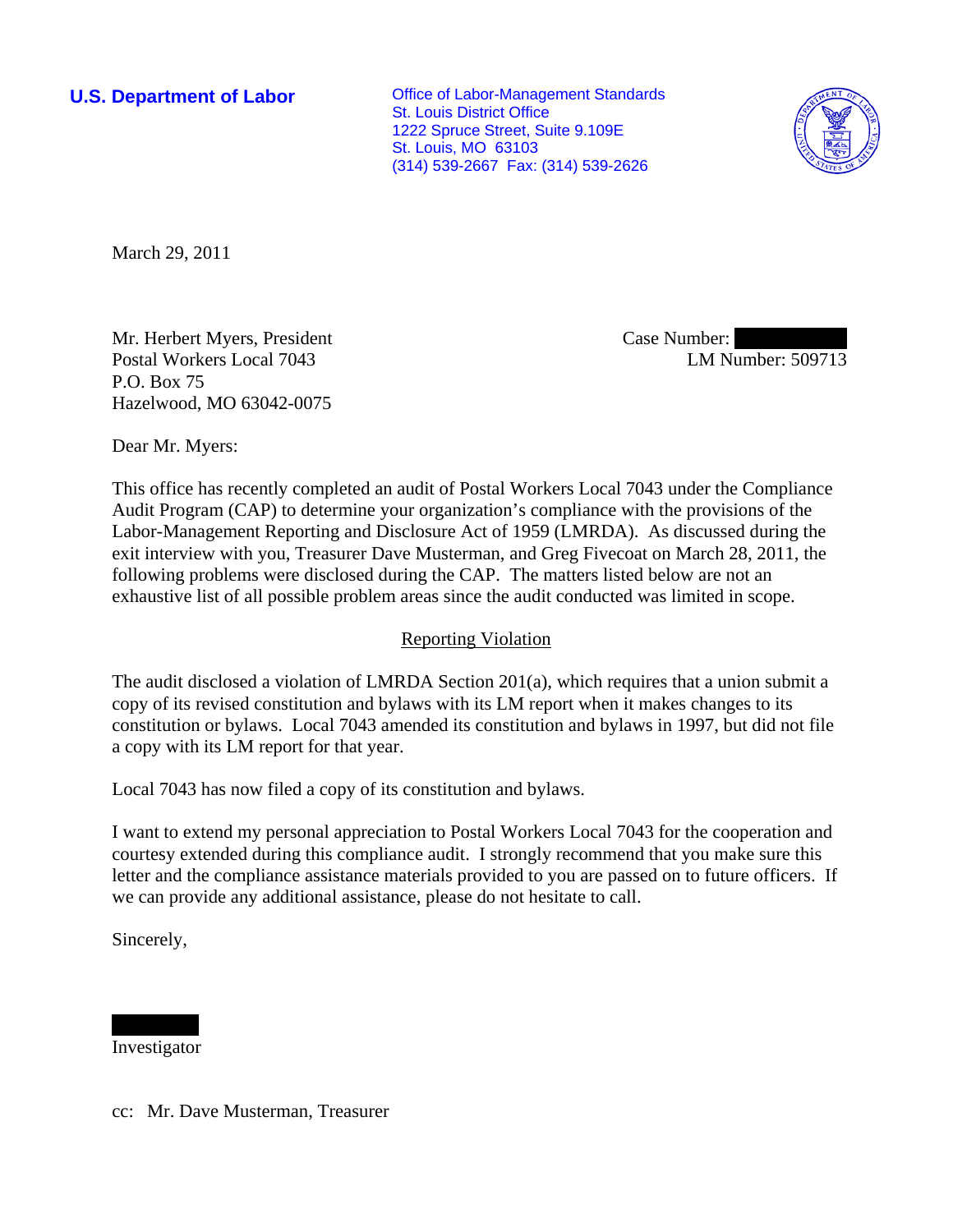**U.S. Department of Labor**

Office of Labor-Management Standards
St. Louis District Office
1222 Spruce Street, Suite 9.109E
St. Louis, MO 63103
(314) 539-2667 Fax: (314) 539-2626

March 29, 2011

Mr. Herbert Myers, President
Postal Workers Local 7043
P.O. Box 75
Hazelwood, MO 63042-0075

Case Number: 
LM Number: 509713

Dear Mr. Myers:

This office has recently completed an audit of Postal Workers Local 7043 under the Compliance Audit Program (CAP) to determine your organization's compliance with the provisions of the Labor-Management Reporting and Disclosure Act of 1959 (LMRDA). As discussed during the exit interview with you, Treasurer Dave Musterman, and Greg Fivecoat on March 28, 2011, the following problems were disclosed during the CAP. The matters listed below are not an exhaustive list of all possible problem areas since the audit conducted was limited in scope.

## Reporting Violation

The audit disclosed a violation of LMRDA Section 201(a), which requires that a union submit a copy of its revised constitution and bylaws with its LM report when it makes changes to its constitution or bylaws. Local 7043 amended its constitution and bylaws in 1997, but did not file a copy with its LM report for that year.

Local 7043 has now filed a copy of its constitution and bylaws.

I want to extend my personal appreciation to Postal Workers Local 7043 for the cooperation and courtesy extended during this compliance audit. I strongly recommend that you make sure this letter and the compliance assistance materials provided to you are passed on to future officers. If we can provide any additional assistance, please do not hesitate to call.

Sincerely,

Investigator

cc: Mr. Dave Musterman, Treasurer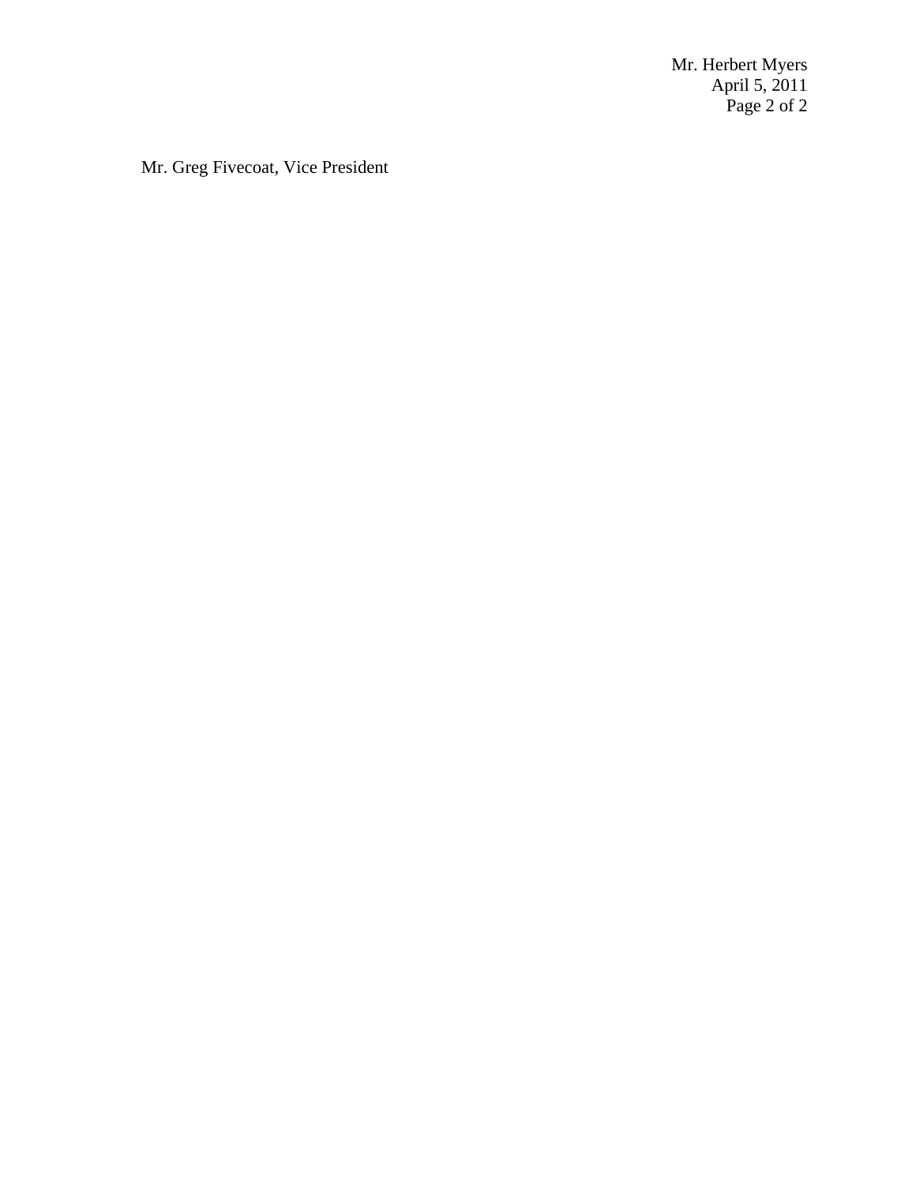Mr. Greg Fivecoat, Vice President